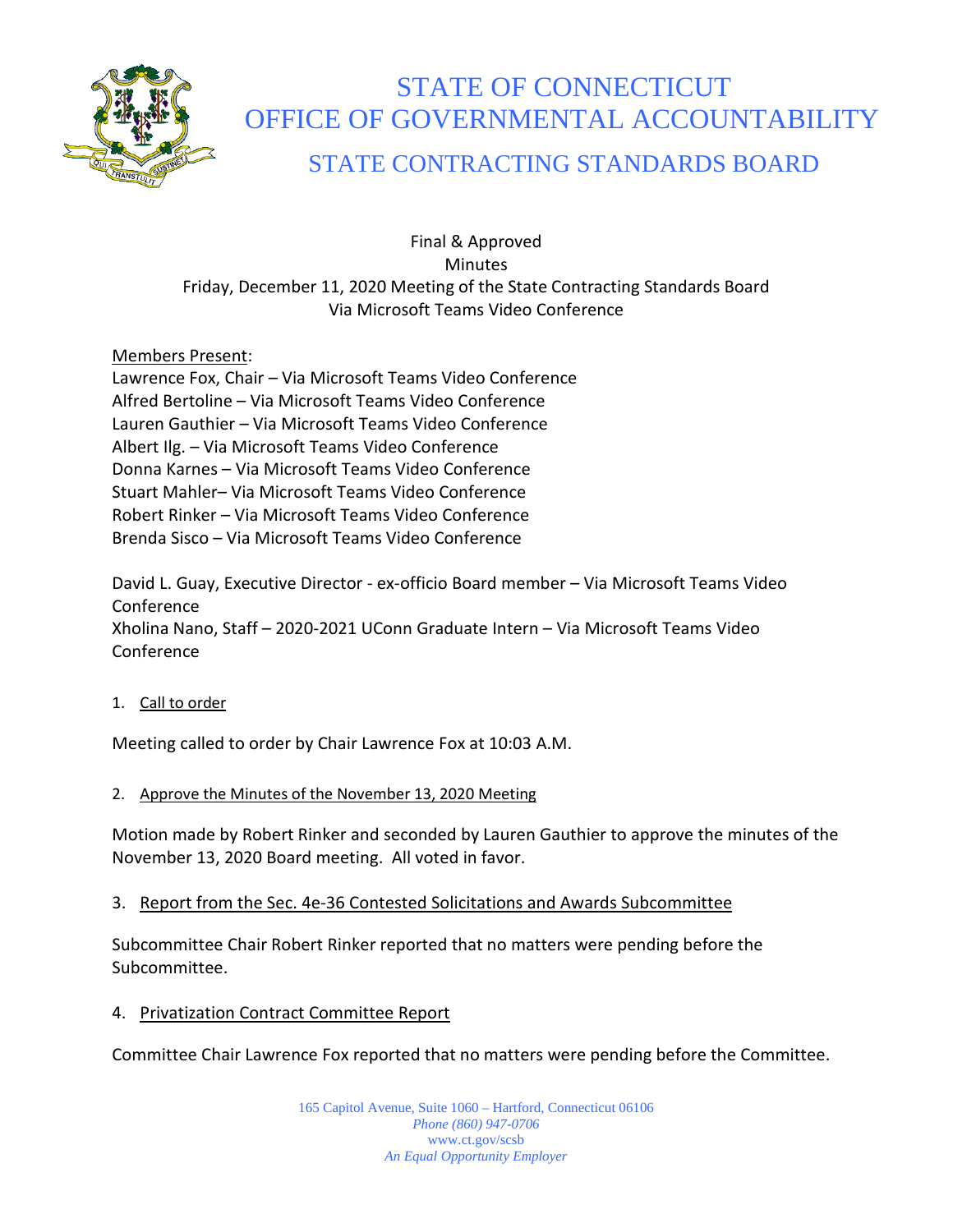# STATE OF CONNECTICUT
# OFFICE OF GOVERNMENTAL ACCOUNTABILITY
## STATE CONTRACTING STANDARDS BOARD

Final & Approved
Minutes
Friday, December 11, 2020 Meeting of the State Contracting Standards Board
Via Microsoft Teams Video Conference

Members Present:
Lawrence Fox, Chair – Via Microsoft Teams Video Conference
Alfred Bertoline – Via Microsoft Teams Video Conference
Lauren Gauthier – Via Microsoft Teams Video Conference
Albert Ilg. – Via Microsoft Teams Video Conference
Donna Karnes – Via Microsoft Teams Video Conference
Stuart Mahler– Via Microsoft Teams Video Conference
Robert Rinker – Via Microsoft Teams Video Conference
Brenda Sisco – Via Microsoft Teams Video Conference

David L. Guay, Executive Director - ex-officio Board member – Via Microsoft Teams Video Conference
Xholina Nano, Staff – 2020-2021 UConn Graduate Intern – Via Microsoft Teams Video Conference

1. Call to order

Meeting called to order by Chair Lawrence Fox at 10:03 A.M.

2. Approve the Minutes of the November 13, 2020 Meeting

Motion made by Robert Rinker and seconded by Lauren Gauthier to approve the minutes of the November 13, 2020 Board meeting. All voted in favor.

3. Report from the Sec. 4e-36 Contested Solicitations and Awards Subcommittee

Subcommittee Chair Robert Rinker reported that no matters were pending before the Subcommittee.

4. Privatization Contract Committee Report

Committee Chair Lawrence Fox reported that no matters were pending before the Committee.

165 Capitol Avenue, Suite 1060 – Hartford, Connecticut 06106
*Phone (860) 947-0706*
www.ct.gov/scsb
*An Equal Opportunity Employer*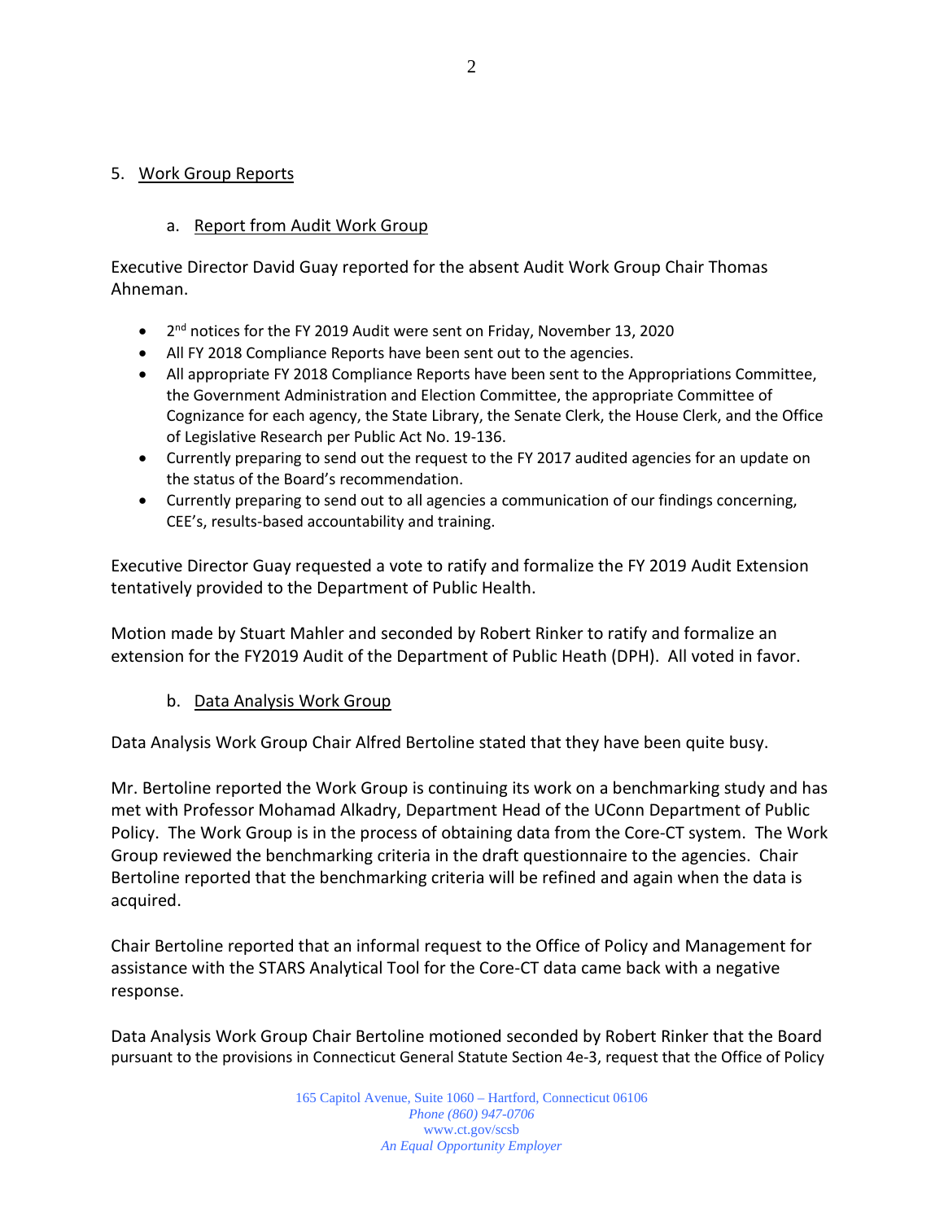5. Work Group Reports

   a. Report from Audit Work Group

Executive Director David Guay reported for the absent Audit Work Group Chair Thomas Ahneman.

- 2nd notices for the FY 2019 Audit were sent on Friday, November 13, 2020
- All FY 2018 Compliance Reports have been sent out to the agencies.
- All appropriate FY 2018 Compliance Reports have been sent to the Appropriations Committee, the Government Administration and Election Committee, the appropriate Committee of Cognizance for each agency, the State Library, the Senate Clerk, the House Clerk, and the Office of Legislative Research per Public Act No. 19-136.
- Currently preparing to send out the request to the FY 2017 audited agencies for an update on the status of the Board's recommendation.
- Currently preparing to send out to all agencies a communication of our findings concerning, CEE's, results-based accountability and training.

Executive Director Guay requested a vote to ratify and formalize the FY 2019 Audit Extension tentatively provided to the Department of Public Health.

Motion made by Stuart Mahler and seconded by Robert Rinker to ratify and formalize an extension for the FY2019 Audit of the Department of Public Heath (DPH). All voted in favor.

   b. Data Analysis Work Group

Data Analysis Work Group Chair Alfred Bertoline stated that they have been quite busy.

Mr. Bertoline reported the Work Group is continuing its work on a benchmarking study and has met with Professor Mohamad Alkadry, Department Head of the UConn Department of Public Policy. The Work Group is in the process of obtaining data from the Core-CT system. The Work Group reviewed the benchmarking criteria in the draft questionnaire to the agencies. Chair Bertoline reported that the benchmarking criteria will be refined and again when the data is acquired.

Chair Bertoline reported that an informal request to the Office of Policy and Management for assistance with the STARS Analytical Tool for the Core-CT data came back with a negative response.

Data Analysis Work Group Chair Bertoline motioned seconded by Robert Rinker that the Board pursuant to the provisions in Connecticut General Statute Section 4e-3, request that the Office of Policy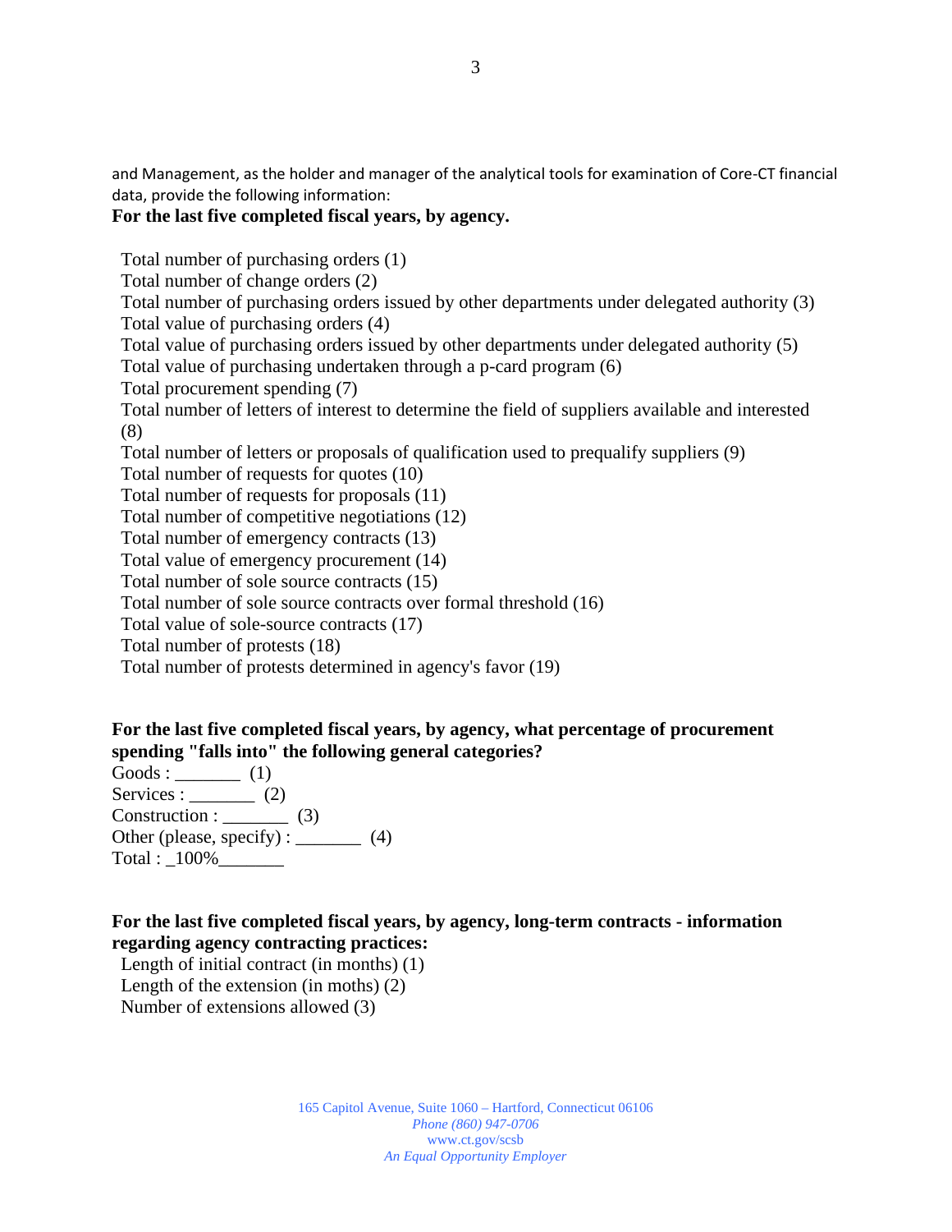and Management, as the holder and manager of the analytical tools for examination of Core-CT financial data, provide the following information:

**For the last five completed fiscal years, by agency.**

Total number of purchasing orders (1)
Total number of change orders (2)
Total number of purchasing orders issued by other departments under delegated authority (3)
Total value of purchasing orders (4)
Total value of purchasing orders issued by other departments under delegated authority (5)
Total value of purchasing undertaken through a p-card program (6)
Total procurement spending (7)
Total number of letters of interest to determine the field of suppliers available and interested (8)
Total number of letters or proposals of qualification used to prequalify suppliers (9)
Total number of requests for quotes (10)
Total number of requests for proposals (11)
Total number of competitive negotiations (12)
Total number of emergency contracts (13)
Total value of emergency procurement (14)
Total number of sole source contracts (15)
Total number of sole source contracts over formal threshold (16)
Total value of sole-source contracts (17)
Total number of protests (18)
Total number of protests determined in agency's favor (19)

**For the last five completed fiscal years, by agency, what percentage of procurement spending "falls into" the following general categories?**

Goods : _______ (1)
Services : _______ (2)
Construction : _______ (3)
Other (please, specify) : _______ (4)
Total : _100%_______

**For the last five completed fiscal years, by agency, long-term contracts - information regarding agency contracting practices:**

Length of initial contract (in months) (1)
Length of the extension (in moths) (2)
Number of extensions allowed (3)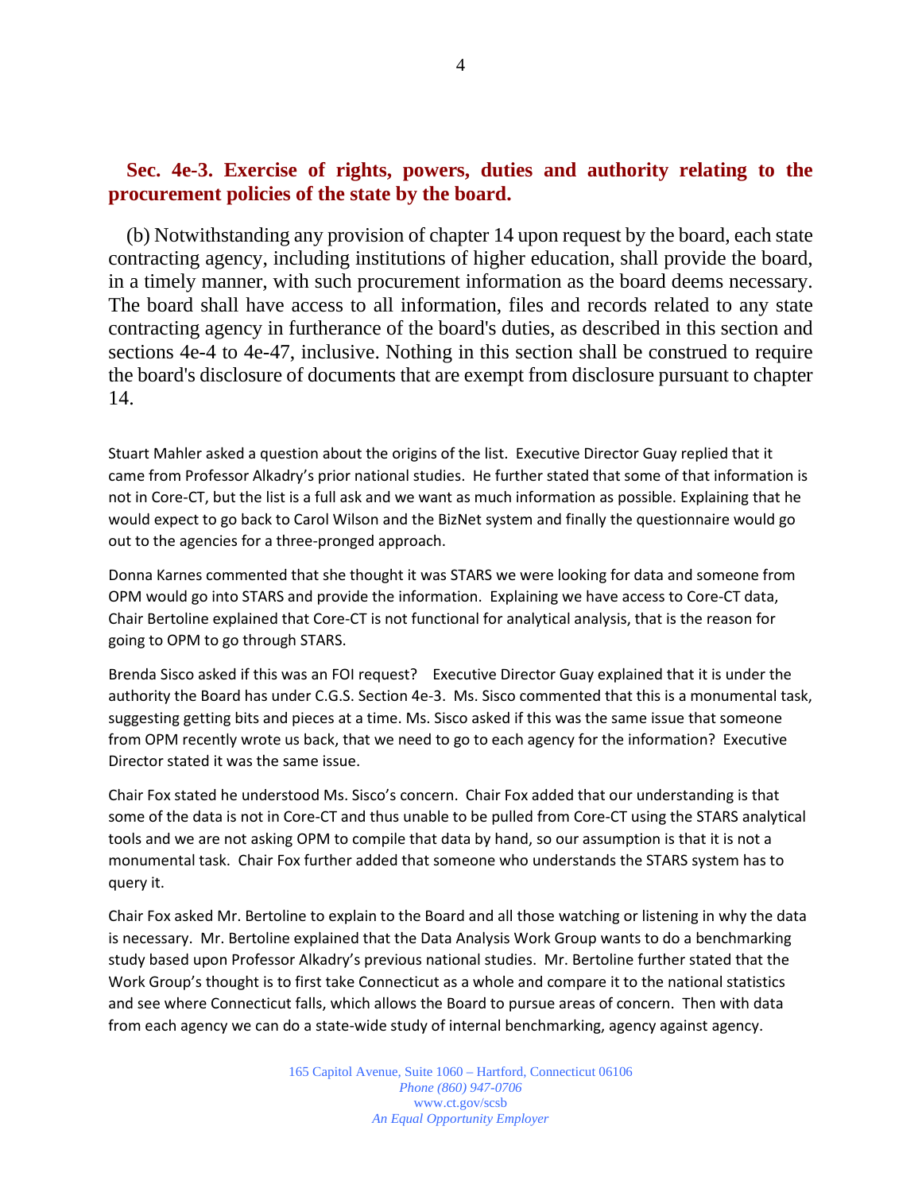### Sec. 4e-3. Exercise of rights, powers, duties and authority relating to the procurement policies of the state by the board.

(b) Notwithstanding any provision of chapter 14 upon request by the board, each state contracting agency, including institutions of higher education, shall provide the board, in a timely manner, with such procurement information as the board deems necessary. The board shall have access to all information, files and records related to any state contracting agency in furtherance of the board's duties, as described in this section and sections 4e-4 to 4e-47, inclusive. Nothing in this section shall be construed to require the board's disclosure of documents that are exempt from disclosure pursuant to chapter 14.

Stuart Mahler asked a question about the origins of the list. Executive Director Guay replied that it came from Professor Alkadry's prior national studies. He further stated that some of that information is not in Core-CT, but the list is a full ask and we want as much information as possible. Explaining that he would expect to go back to Carol Wilson and the BizNet system and finally the questionnaire would go out to the agencies for a three-pronged approach.

Donna Karnes commented that she thought it was STARS we were looking for data and someone from OPM would go into STARS and provide the information. Explaining we have access to Core-CT data, Chair Bertoline explained that Core-CT is not functional for analytical analysis, that is the reason for going to OPM to go through STARS.

Brenda Sisco asked if this was an FOI request? Executive Director Guay explained that it is under the authority the Board has under C.G.S. Section 4e-3. Ms. Sisco commented that this is a monumental task, suggesting getting bits and pieces at a time. Ms. Sisco asked if this was the same issue that someone from OPM recently wrote us back, that we need to go to each agency for the information? Executive Director stated it was the same issue.

Chair Fox stated he understood Ms. Sisco's concern. Chair Fox added that our understanding is that some of the data is not in Core-CT and thus unable to be pulled from Core-CT using the STARS analytical tools and we are not asking OPM to compile that data by hand, so our assumption is that it is not a monumental task. Chair Fox further added that someone who understands the STARS system has to query it.

Chair Fox asked Mr. Bertoline to explain to the Board and all those watching or listening in why the data is necessary. Mr. Bertoline explained that the Data Analysis Work Group wants to do a benchmarking study based upon Professor Alkadry's previous national studies. Mr. Bertoline further stated that the Work Group's thought is to first take Connecticut as a whole and compare it to the national statistics and see where Connecticut falls, which allows the Board to pursue areas of concern. Then with data from each agency we can do a state-wide study of internal benchmarking, agency against agency.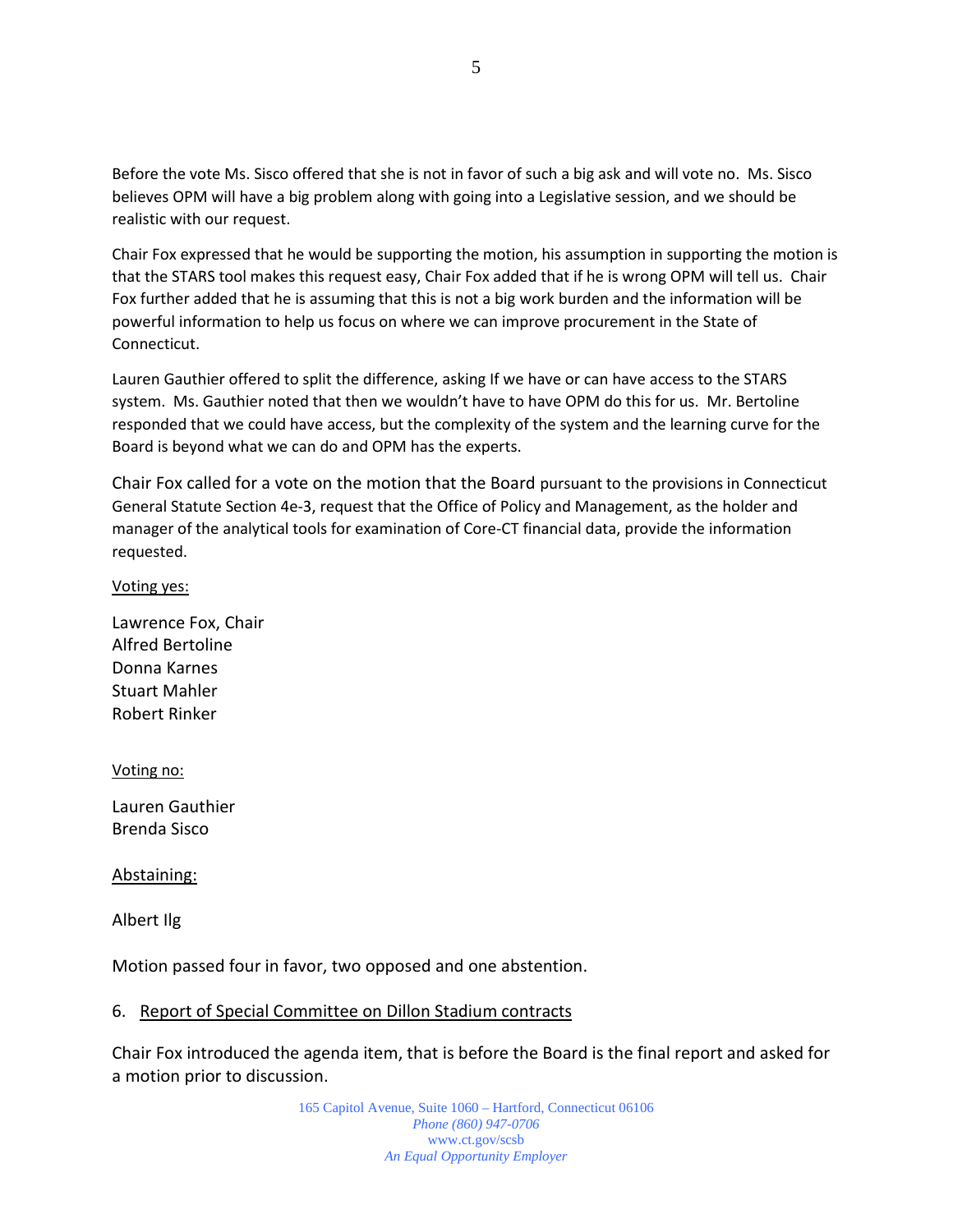Before the vote Ms. Sisco offered that she is not in favor of such a big ask and will vote no. Ms. Sisco believes OPM will have a big problem along with going into a Legislative session, and we should be realistic with our request.

Chair Fox expressed that he would be supporting the motion, his assumption in supporting the motion is that the STARS tool makes this request easy, Chair Fox added that if he is wrong OPM will tell us. Chair Fox further added that he is assuming that this is not a big work burden and the information will be powerful information to help us focus on where we can improve procurement in the State of Connecticut.

Lauren Gauthier offered to split the difference, asking If we have or can have access to the STARS system. Ms. Gauthier noted that then we wouldn't have to have OPM do this for us. Mr. Bertoline responded that we could have access, but the complexity of the system and the learning curve for the Board is beyond what we can do and OPM has the experts.

Chair Fox called for a vote on the motion that the Board pursuant to the provisions in Connecticut General Statute Section 4e-3, request that the Office of Policy and Management, as the holder and manager of the analytical tools for examination of Core-CT financial data, provide the information requested.

Voting yes:

Lawrence Fox, Chair
Alfred Bertoline
Donna Karnes
Stuart Mahler
Robert Rinker

Voting no:

Lauren Gauthier
Brenda Sisco

Abstaining:

Albert Ilg

Motion passed four in favor, two opposed and one abstention.

6. Report of Special Committee on Dillon Stadium contracts

Chair Fox introduced the agenda item, that is before the Board is the final report and asked for a motion prior to discussion.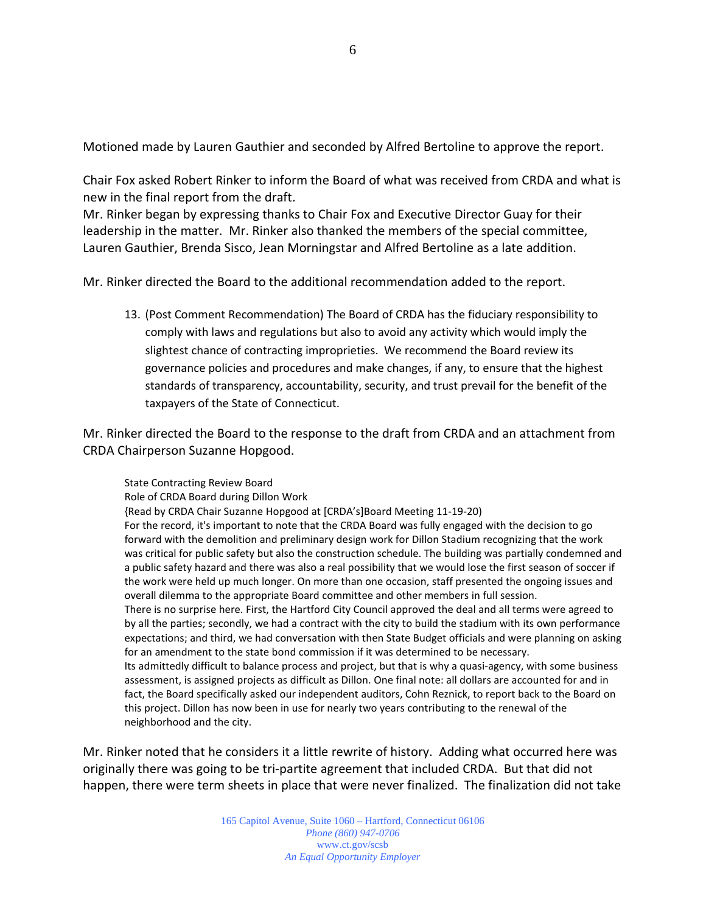Motioned made by Lauren Gauthier and seconded by Alfred Bertoline to approve the report.

Chair Fox asked Robert Rinker to inform the Board of what was received from CRDA and what is new in the final report from the draft.

Mr. Rinker began by expressing thanks to Chair Fox and Executive Director Guay for their leadership in the matter. Mr. Rinker also thanked the members of the special committee, Lauren Gauthier, Brenda Sisco, Jean Morningstar and Alfred Bertoline as a late addition.

Mr. Rinker directed the Board to the additional recommendation added to the report.

13. (Post Comment Recommendation) The Board of CRDA has the fiduciary responsibility to comply with laws and regulations but also to avoid any activity which would imply the slightest chance of contracting improprieties. We recommend the Board review its governance policies and procedures and make changes, if any, to ensure that the highest standards of transparency, accountability, security, and trust prevail for the benefit of the taxpayers of the State of Connecticut.

Mr. Rinker directed the Board to the response to the draft from CRDA and an attachment from CRDA Chairperson Suzanne Hopgood.

> State Contracting Review Board
> Role of CRDA Board during Dillon Work
> {Read by CRDA Chair Suzanne Hopgood at [CRDA's]Board Meeting 11-19-20)
> For the record, it's important to note that the CRDA Board was fully engaged with the decision to go forward with the demolition and preliminary design work for Dillon Stadium recognizing that the work was critical for public safety but also the construction schedule. The building was partially condemned and a public safety hazard and there was also a real possibility that we would lose the first season of soccer if the work were held up much longer. On more than one occasion, staff presented the ongoing issues and overall dilemma to the appropriate Board committee and other members in full session.
> There is no surprise here. First, the Hartford City Council approved the deal and all terms were agreed to by all the parties; secondly, we had a contract with the city to build the stadium with its own performance expectations; and third, we had conversation with then State Budget officials and were planning on asking for an amendment to the state bond commission if it was determined to be necessary.
> Its admittedly difficult to balance process and project, but that is why a quasi-agency, with some business assessment, is assigned projects as difficult as Dillon. One final note: all dollars are accounted for and in fact, the Board specifically asked our independent auditors, Cohn Reznick, to report back to the Board on this project. Dillon has now been in use for nearly two years contributing to the renewal of the neighborhood and the city.

Mr. Rinker noted that he considers it a little rewrite of history. Adding what occurred here was originally there was going to be tri-partite agreement that included CRDA. But that did not happen, there were term sheets in place that were never finalized. The finalization did not take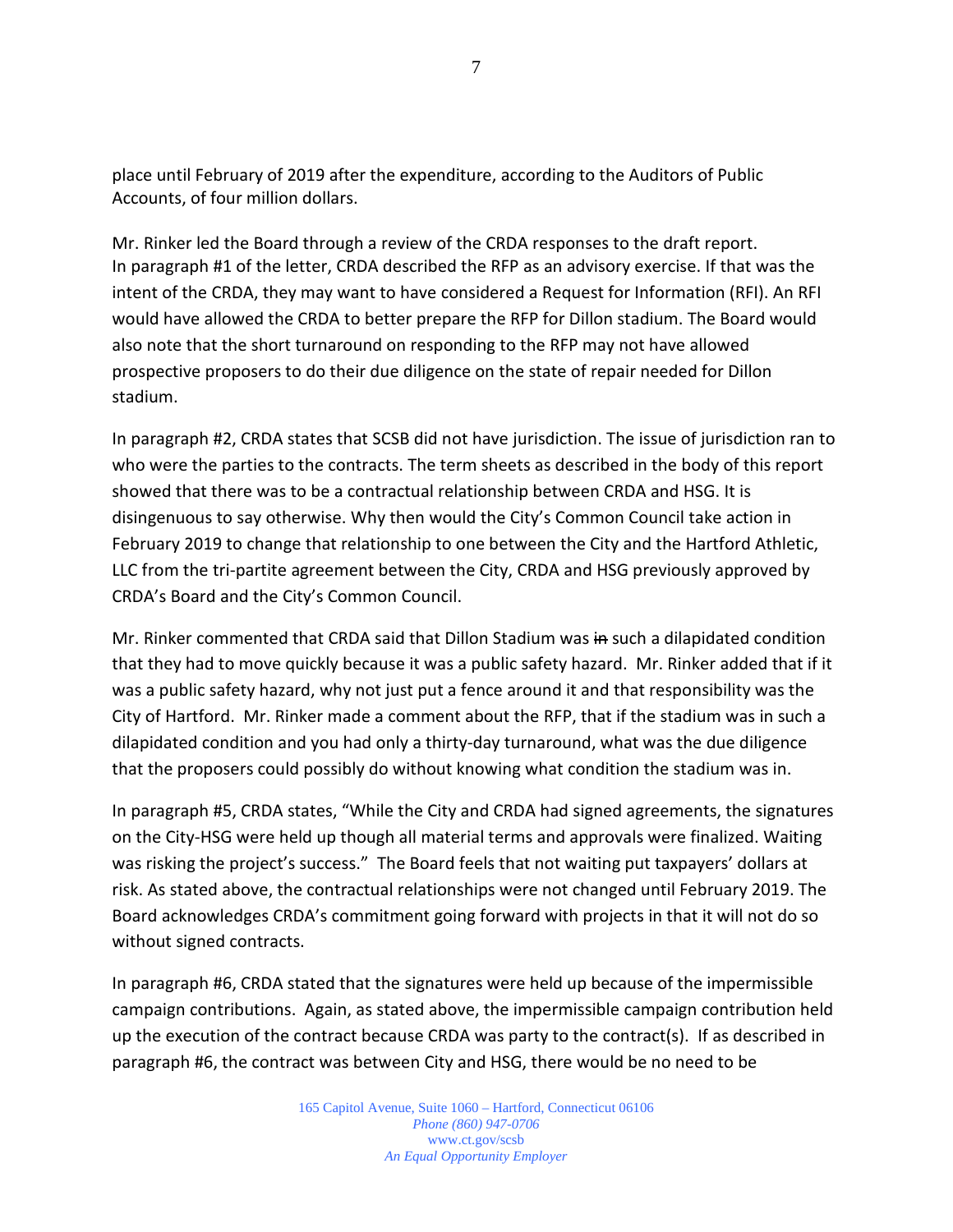place until February of 2019 after the expenditure, according to the Auditors of Public Accounts, of four million dollars.

Mr. Rinker led the Board through a review of the CRDA responses to the draft report. In paragraph #1 of the letter, CRDA described the RFP as an advisory exercise. If that was the intent of the CRDA, they may want to have considered a Request for Information (RFI). An RFI would have allowed the CRDA to better prepare the RFP for Dillon stadium. The Board would also note that the short turnaround on responding to the RFP may not have allowed prospective proposers to do their due diligence on the state of repair needed for Dillon stadium.

In paragraph #2, CRDA states that SCSB did not have jurisdiction. The issue of jurisdiction ran to who were the parties to the contracts. The term sheets as described in the body of this report showed that there was to be a contractual relationship between CRDA and HSG. It is disingenuous to say otherwise. Why then would the City's Common Council take action in February 2019 to change that relationship to one between the City and the Hartford Athletic, LLC from the tri-partite agreement between the City, CRDA and HSG previously approved by CRDA's Board and the City's Common Council.

Mr. Rinker commented that CRDA said that Dillon Stadium was ~~in~~ such a dilapidated condition that they had to move quickly because it was a public safety hazard. Mr. Rinker added that if it was a public safety hazard, why not just put a fence around it and that responsibility was the City of Hartford. Mr. Rinker made a comment about the RFP, that if the stadium was in such a dilapidated condition and you had only a thirty-day turnaround, what was the due diligence that the proposers could possibly do without knowing what condition the stadium was in.

In paragraph #5, CRDA states, "While the City and CRDA had signed agreements, the signatures on the City-HSG were held up though all material terms and approvals were finalized. Waiting was risking the project's success." The Board feels that not waiting put taxpayers' dollars at risk. As stated above, the contractual relationships were not changed until February 2019. The Board acknowledges CRDA's commitment going forward with projects in that it will not do so without signed contracts.

In paragraph #6, CRDA stated that the signatures were held up because of the impermissible campaign contributions. Again, as stated above, the impermissible campaign contribution held up the execution of the contract because CRDA was party to the contract(s). If as described in paragraph #6, the contract was between City and HSG, there would be no need to be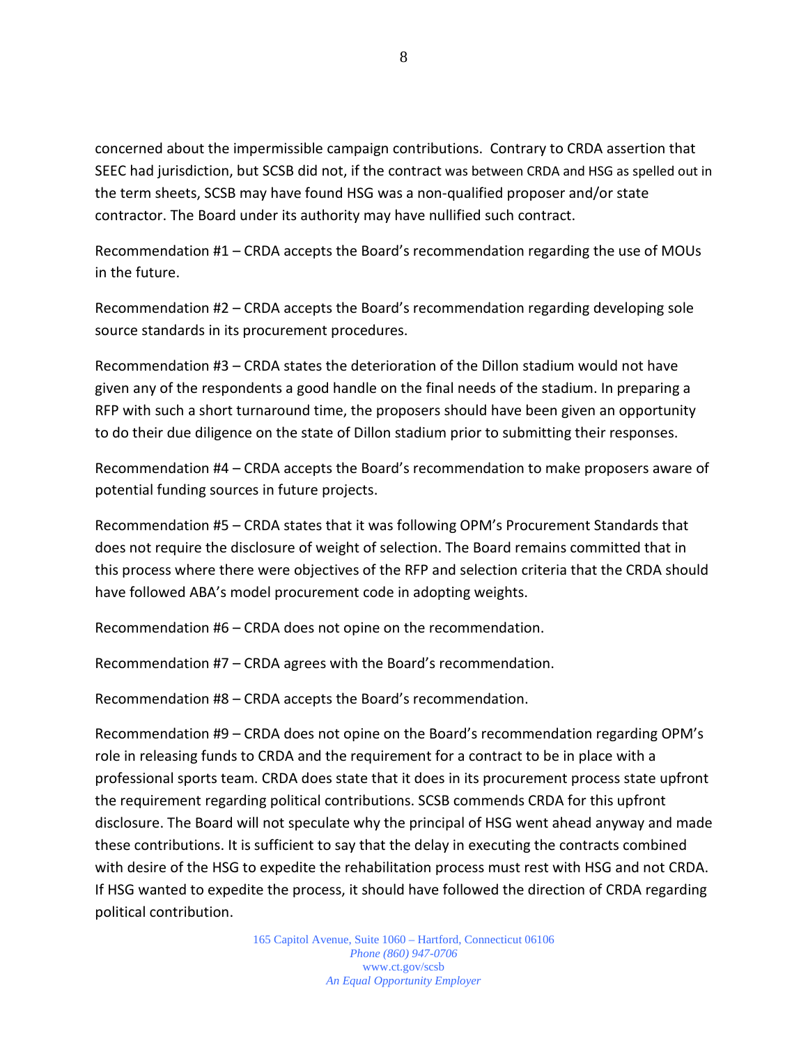concerned about the impermissible campaign contributions. Contrary to CRDA assertion that SEEC had jurisdiction, but SCSB did not, if the contract was between CRDA and HSG as spelled out in the term sheets, SCSB may have found HSG was a non-qualified proposer and/or state contractor. The Board under its authority may have nullified such contract.

Recommendation #1 – CRDA accepts the Board's recommendation regarding the use of MOUs in the future.

Recommendation #2 – CRDA accepts the Board's recommendation regarding developing sole source standards in its procurement procedures.

Recommendation #3 – CRDA states the deterioration of the Dillon stadium would not have given any of the respondents a good handle on the final needs of the stadium. In preparing a RFP with such a short turnaround time, the proposers should have been given an opportunity to do their due diligence on the state of Dillon stadium prior to submitting their responses.

Recommendation #4 – CRDA accepts the Board's recommendation to make proposers aware of potential funding sources in future projects.

Recommendation #5 – CRDA states that it was following OPM's Procurement Standards that does not require the disclosure of weight of selection. The Board remains committed that in this process where there were objectives of the RFP and selection criteria that the CRDA should have followed ABA's model procurement code in adopting weights.

Recommendation #6 – CRDA does not opine on the recommendation.

Recommendation #7 – CRDA agrees with the Board's recommendation.

Recommendation #8 – CRDA accepts the Board's recommendation.

Recommendation #9 – CRDA does not opine on the Board's recommendation regarding OPM's role in releasing funds to CRDA and the requirement for a contract to be in place with a professional sports team. CRDA does state that it does in its procurement process state upfront the requirement regarding political contributions. SCSB commends CRDA for this upfront disclosure. The Board will not speculate why the principal of HSG went ahead anyway and made these contributions. It is sufficient to say that the delay in executing the contracts combined with desire of the HSG to expedite the rehabilitation process must rest with HSG and not CRDA. If HSG wanted to expedite the process, it should have followed the direction of CRDA regarding political contribution.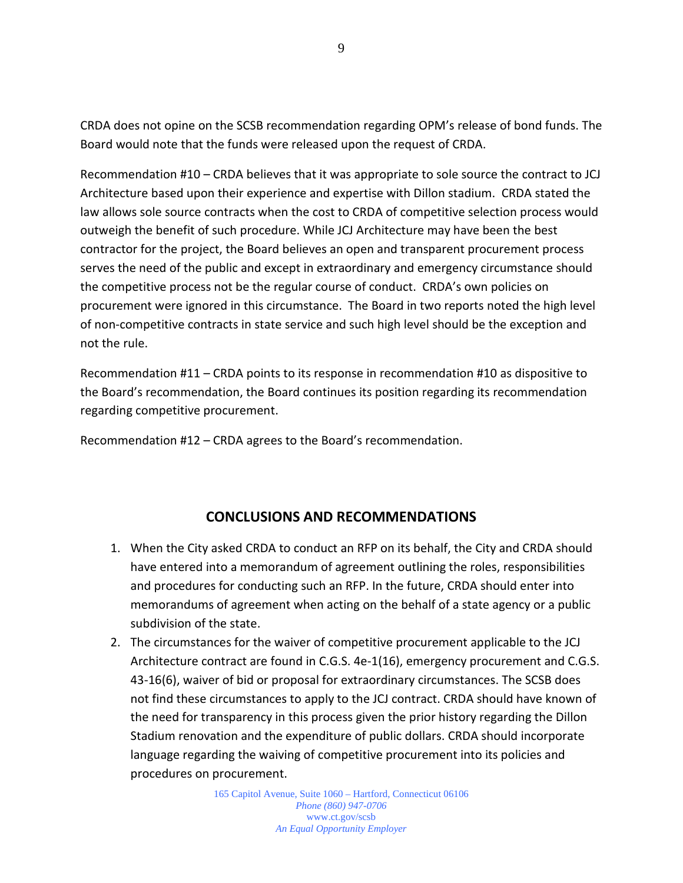CRDA does not opine on the SCSB recommendation regarding OPM's release of bond funds. The Board would note that the funds were released upon the request of CRDA.

Recommendation #10 – CRDA believes that it was appropriate to sole source the contract to JCJ Architecture based upon their experience and expertise with Dillon stadium. CRDA stated the law allows sole source contracts when the cost to CRDA of competitive selection process would outweigh the benefit of such procedure. While JCJ Architecture may have been the best contractor for the project, the Board believes an open and transparent procurement process serves the need of the public and except in extraordinary and emergency circumstance should the competitive process not be the regular course of conduct. CRDA's own policies on procurement were ignored in this circumstance. The Board in two reports noted the high level of non-competitive contracts in state service and such high level should be the exception and not the rule.

Recommendation #11 – CRDA points to its response in recommendation #10 as dispositive to the Board's recommendation, the Board continues its position regarding its recommendation regarding competitive procurement.

Recommendation #12 – CRDA agrees to the Board's recommendation.

## CONCLUSIONS AND RECOMMENDATIONS

1. When the City asked CRDA to conduct an RFP on its behalf, the City and CRDA should have entered into a memorandum of agreement outlining the roles, responsibilities and procedures for conducting such an RFP. In the future, CRDA should enter into memorandums of agreement when acting on the behalf of a state agency or a public subdivision of the state.
2. The circumstances for the waiver of competitive procurement applicable to the JCJ Architecture contract are found in C.G.S. 4e-1(16), emergency procurement and C.G.S. 43-16(6), waiver of bid or proposal for extraordinary circumstances. The SCSB does not find these circumstances to apply to the JCJ contract. CRDA should have known of the need for transparency in this process given the prior history regarding the Dillon Stadium renovation and the expenditure of public dollars. CRDA should incorporate language regarding the waiving of competitive procurement into its policies and procedures on procurement.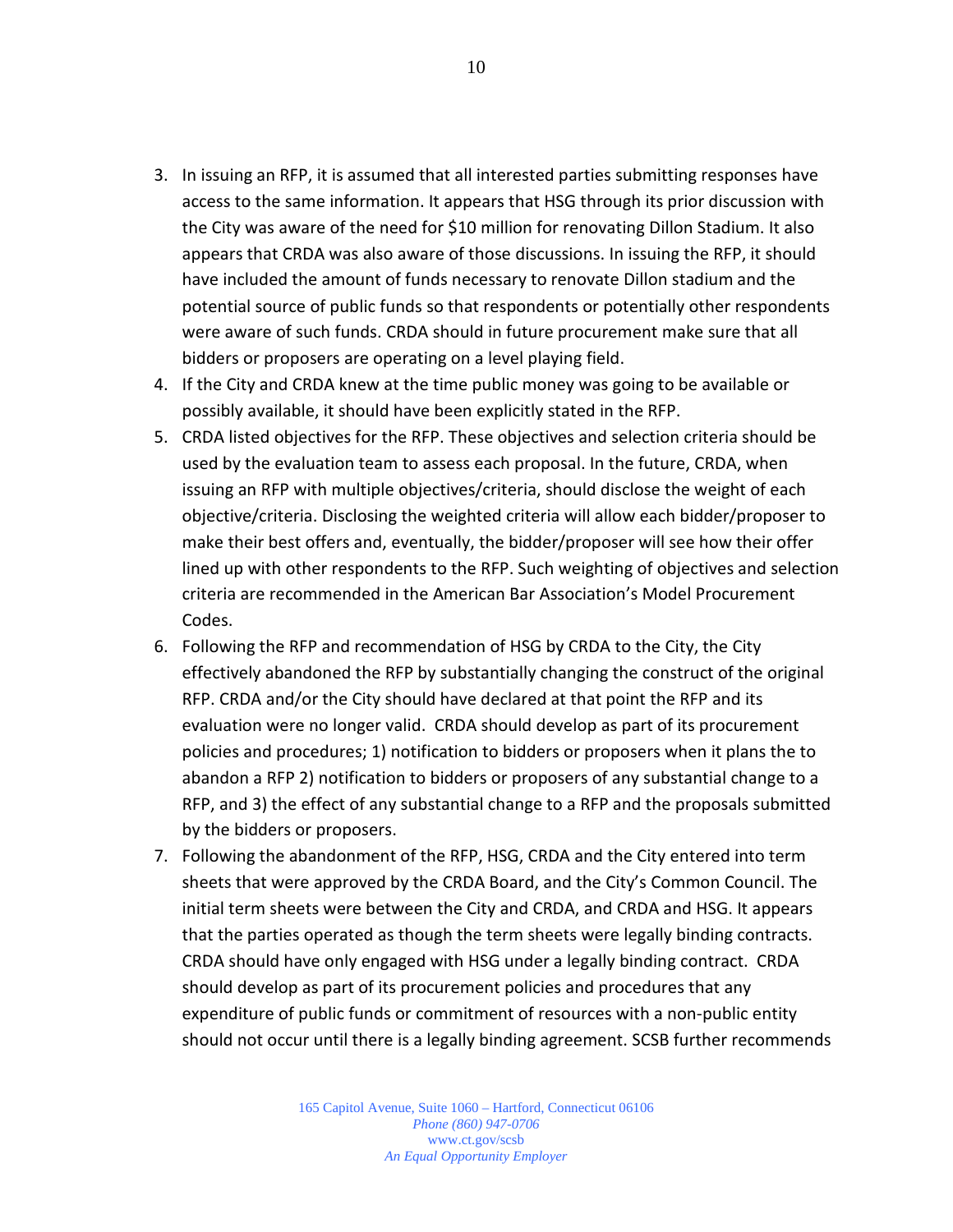3. In issuing an RFP, it is assumed that all interested parties submitting responses have access to the same information. It appears that HSG through its prior discussion with the City was aware of the need for $10 million for renovating Dillon Stadium. It also appears that CRDA was also aware of those discussions. In issuing the RFP, it should have included the amount of funds necessary to renovate Dillon stadium and the potential source of public funds so that respondents or potentially other respondents were aware of such funds. CRDA should in future procurement make sure that all bidders or proposers are operating on a level playing field.
4. If the City and CRDA knew at the time public money was going to be available or possibly available, it should have been explicitly stated in the RFP.
5. CRDA listed objectives for the RFP. These objectives and selection criteria should be used by the evaluation team to assess each proposal. In the future, CRDA, when issuing an RFP with multiple objectives/criteria, should disclose the weight of each objective/criteria. Disclosing the weighted criteria will allow each bidder/proposer to make their best offers and, eventually, the bidder/proposer will see how their offer lined up with other respondents to the RFP. Such weighting of objectives and selection criteria are recommended in the American Bar Association's Model Procurement Codes.
6. Following the RFP and recommendation of HSG by CRDA to the City, the City effectively abandoned the RFP by substantially changing the construct of the original RFP. CRDA and/or the City should have declared at that point the RFP and its evaluation were no longer valid. CRDA should develop as part of its procurement policies and procedures; 1) notification to bidders or proposers when it plans the to abandon a RFP 2) notification to bidders or proposers of any substantial change to a RFP, and 3) the effect of any substantial change to a RFP and the proposals submitted by the bidders or proposers.
7. Following the abandonment of the RFP, HSG, CRDA and the City entered into term sheets that were approved by the CRDA Board, and the City's Common Council. The initial term sheets were between the City and CRDA, and CRDA and HSG. It appears that the parties operated as though the term sheets were legally binding contracts. CRDA should have only engaged with HSG under a legally binding contract. CRDA should develop as part of its procurement policies and procedures that any expenditure of public funds or commitment of resources with a non-public entity should not occur until there is a legally binding agreement. SCSB further recommends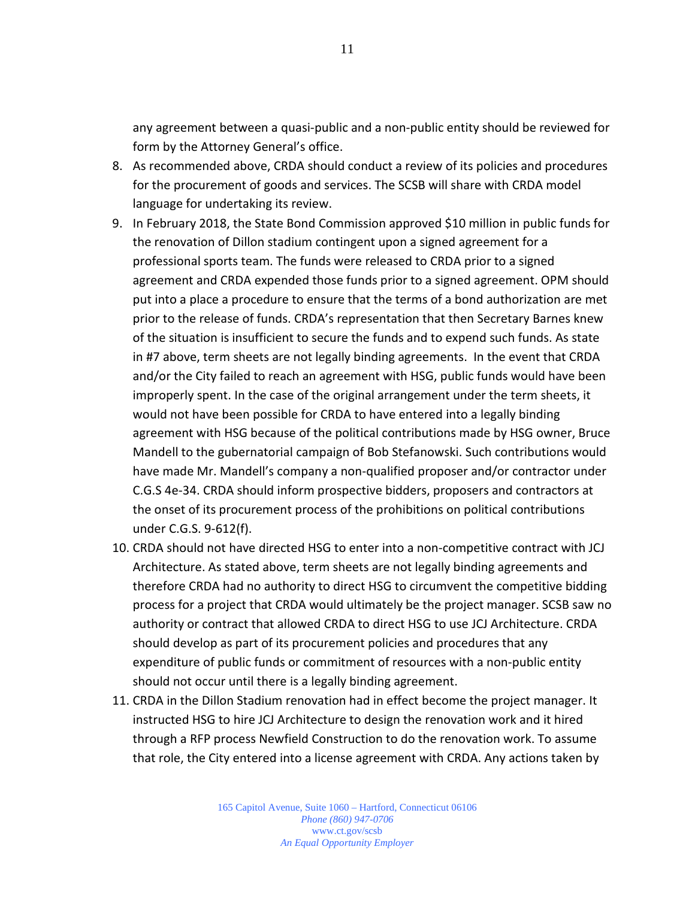any agreement between a quasi-public and a non-public entity should be reviewed for form by the Attorney General's office.

8. As recommended above, CRDA should conduct a review of its policies and procedures for the procurement of goods and services. The SCSB will share with CRDA model language for undertaking its review.
9. In February 2018, the State Bond Commission approved $10 million in public funds for the renovation of Dillon stadium contingent upon a signed agreement for a professional sports team. The funds were released to CRDA prior to a signed agreement and CRDA expended those funds prior to a signed agreement. OPM should put into a place a procedure to ensure that the terms of a bond authorization are met prior to the release of funds. CRDA's representation that then Secretary Barnes knew of the situation is insufficient to secure the funds and to expend such funds. As state in #7 above, term sheets are not legally binding agreements. In the event that CRDA and/or the City failed to reach an agreement with HSG, public funds would have been improperly spent. In the case of the original arrangement under the term sheets, it would not have been possible for CRDA to have entered into a legally binding agreement with HSG because of the political contributions made by HSG owner, Bruce Mandell to the gubernatorial campaign of Bob Stefanowski. Such contributions would have made Mr. Mandell's company a non-qualified proposer and/or contractor under C.G.S 4e-34. CRDA should inform prospective bidders, proposers and contractors at the onset of its procurement process of the prohibitions on political contributions under C.G.S. 9-612(f).
10. CRDA should not have directed HSG to enter into a non-competitive contract with JCJ Architecture. As stated above, term sheets are not legally binding agreements and therefore CRDA had no authority to direct HSG to circumvent the competitive bidding process for a project that CRDA would ultimately be the project manager. SCSB saw no authority or contract that allowed CRDA to direct HSG to use JCJ Architecture. CRDA should develop as part of its procurement policies and procedures that any expenditure of public funds or commitment of resources with a non-public entity should not occur until there is a legally binding agreement.
11. CRDA in the Dillon Stadium renovation had in effect become the project manager. It instructed HSG to hire JCJ Architecture to design the renovation work and it hired through a RFP process Newfield Construction to do the renovation work. To assume that role, the City entered into a license agreement with CRDA. Any actions taken by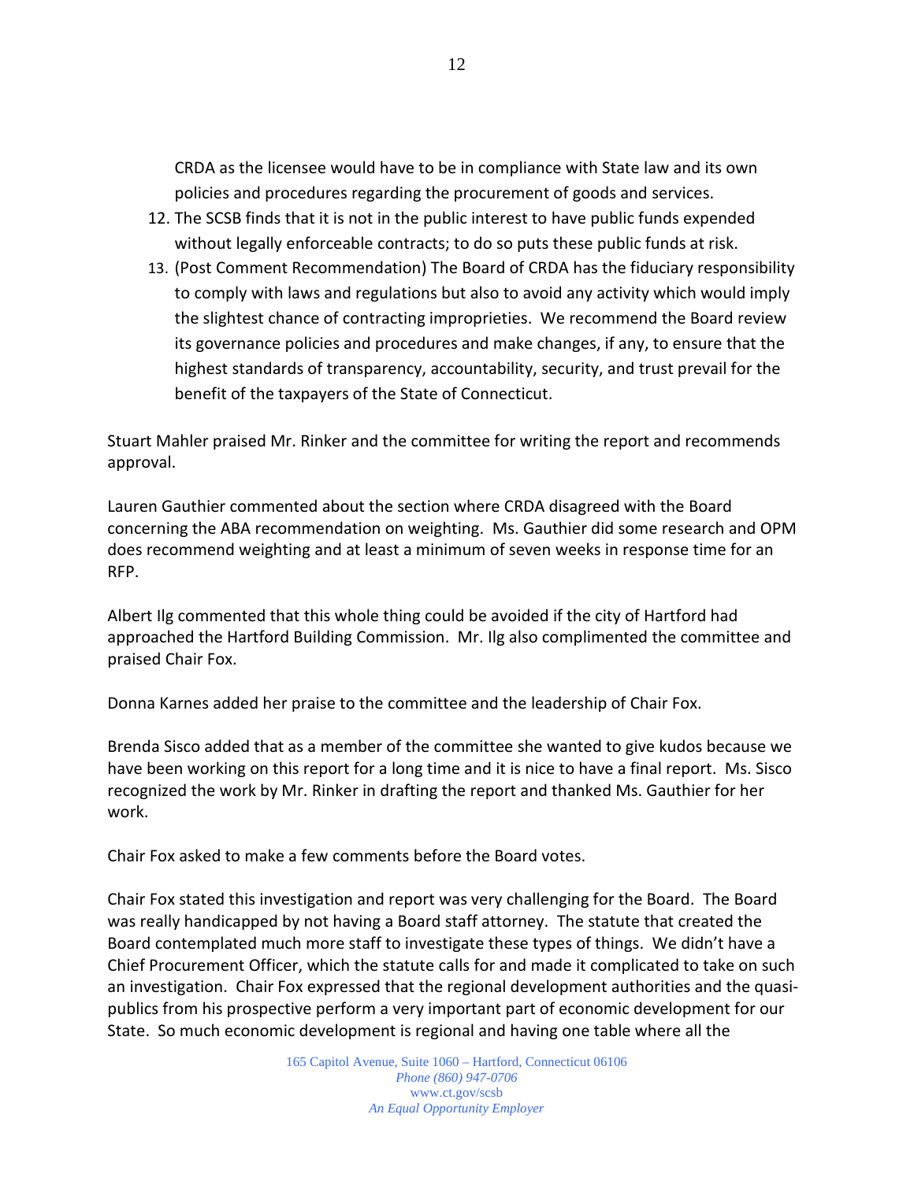CRDA as the licensee would have to be in compliance with State law and its own policies and procedures regarding the procurement of goods and services.

12. The SCSB finds that it is not in the public interest to have public funds expended without legally enforceable contracts; to do so puts these public funds at risk.
13. (Post Comment Recommendation) The Board of CRDA has the fiduciary responsibility to comply with laws and regulations but also to avoid any activity which would imply the slightest chance of contracting improprieties. We recommend the Board review its governance policies and procedures and make changes, if any, to ensure that the highest standards of transparency, accountability, security, and trust prevail for the benefit of the taxpayers of the State of Connecticut.

Stuart Mahler praised Mr. Rinker and the committee for writing the report and recommends approval.

Lauren Gauthier commented about the section where CRDA disagreed with the Board concerning the ABA recommendation on weighting. Ms. Gauthier did some research and OPM does recommend weighting and at least a minimum of seven weeks in response time for an RFP.

Albert Ilg commented that this whole thing could be avoided if the city of Hartford had approached the Hartford Building Commission. Mr. Ilg also complimented the committee and praised Chair Fox.

Donna Karnes added her praise to the committee and the leadership of Chair Fox.

Brenda Sisco added that as a member of the committee she wanted to give kudos because we have been working on this report for a long time and it is nice to have a final report. Ms. Sisco recognized the work by Mr. Rinker in drafting the report and thanked Ms. Gauthier for her work.

Chair Fox asked to make a few comments before the Board votes.

Chair Fox stated this investigation and report was very challenging for the Board. The Board was really handicapped by not having a Board staff attorney. The statute that created the Board contemplated much more staff to investigate these types of things. We didn't have a Chief Procurement Officer, which the statute calls for and made it complicated to take on such an investigation. Chair Fox expressed that the regional development authorities and the quasi-publics from his prospective perform a very important part of economic development for our State. So much economic development is regional and having one table where all the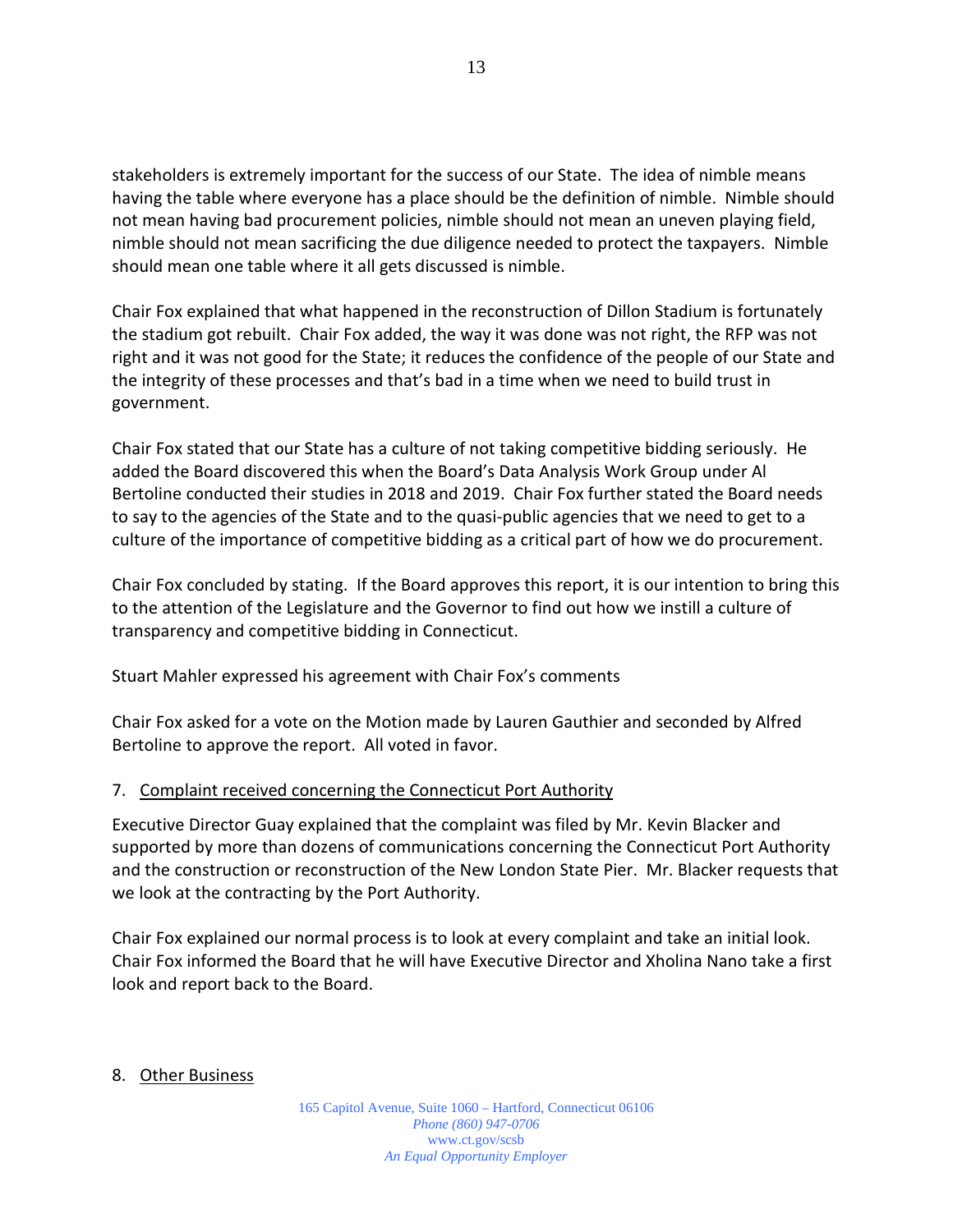stakeholders is extremely important for the success of our State. The idea of nimble means having the table where everyone has a place should be the definition of nimble. Nimble should not mean having bad procurement policies, nimble should not mean an uneven playing field, nimble should not mean sacrificing the due diligence needed to protect the taxpayers. Nimble should mean one table where it all gets discussed is nimble.

Chair Fox explained that what happened in the reconstruction of Dillon Stadium is fortunately the stadium got rebuilt. Chair Fox added, the way it was done was not right, the RFP was not right and it was not good for the State; it reduces the confidence of the people of our State and the integrity of these processes and that's bad in a time when we need to build trust in government.

Chair Fox stated that our State has a culture of not taking competitive bidding seriously. He added the Board discovered this when the Board's Data Analysis Work Group under Al Bertoline conducted their studies in 2018 and 2019. Chair Fox further stated the Board needs to say to the agencies of the State and to the quasi-public agencies that we need to get to a culture of the importance of competitive bidding as a critical part of how we do procurement.

Chair Fox concluded by stating. If the Board approves this report, it is our intention to bring this to the attention of the Legislature and the Governor to find out how we instill a culture of transparency and competitive bidding in Connecticut.

Stuart Mahler expressed his agreement with Chair Fox's comments

Chair Fox asked for a vote on the Motion made by Lauren Gauthier and seconded by Alfred Bertoline to approve the report. All voted in favor.

7. <u>Complaint received concerning the Connecticut Port Authority</u>

Executive Director Guay explained that the complaint was filed by Mr. Kevin Blacker and supported by more than dozens of communications concerning the Connecticut Port Authority and the construction or reconstruction of the New London State Pier. Mr. Blacker requests that we look at the contracting by the Port Authority.

Chair Fox explained our normal process is to look at every complaint and take an initial look. Chair Fox informed the Board that he will have Executive Director and Xholina Nano take a first look and report back to the Board.

8. <u>Other Business</u>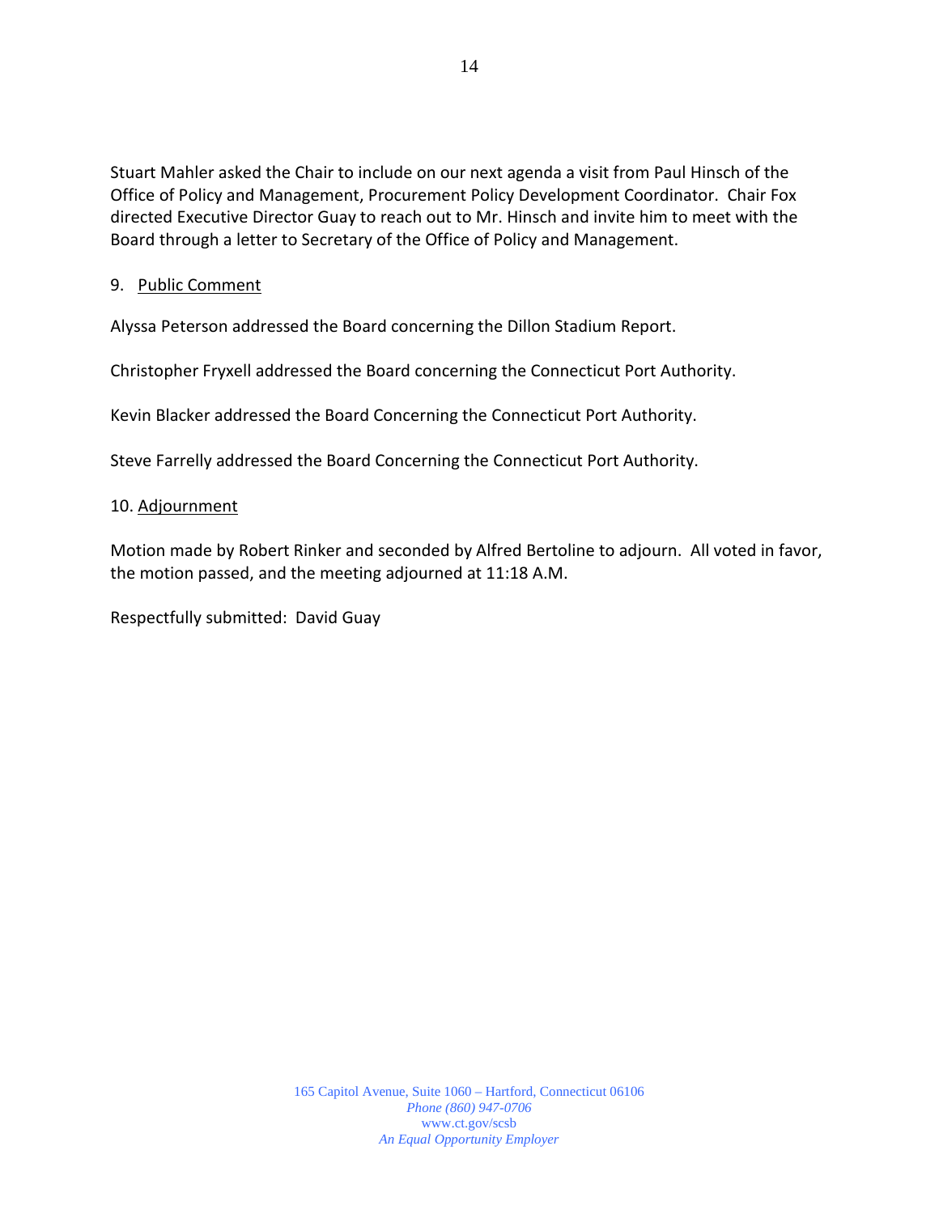Stuart Mahler asked the Chair to include on our next agenda a visit from Paul Hinsch of the Office of Policy and Management, Procurement Policy Development Coordinator. Chair Fox directed Executive Director Guay to reach out to Mr. Hinsch and invite him to meet with the Board through a letter to Secretary of the Office of Policy and Management.

9. Public Comment

Alyssa Peterson addressed the Board concerning the Dillon Stadium Report.

Christopher Fryxell addressed the Board concerning the Connecticut Port Authority.

Kevin Blacker addressed the Board Concerning the Connecticut Port Authority.

Steve Farrelly addressed the Board Concerning the Connecticut Port Authority.

10. Adjournment

Motion made by Robert Rinker and seconded by Alfred Bertoline to adjourn. All voted in favor, the motion passed, and the meeting adjourned at 11:18 A.M.

Respectfully submitted: David Guay